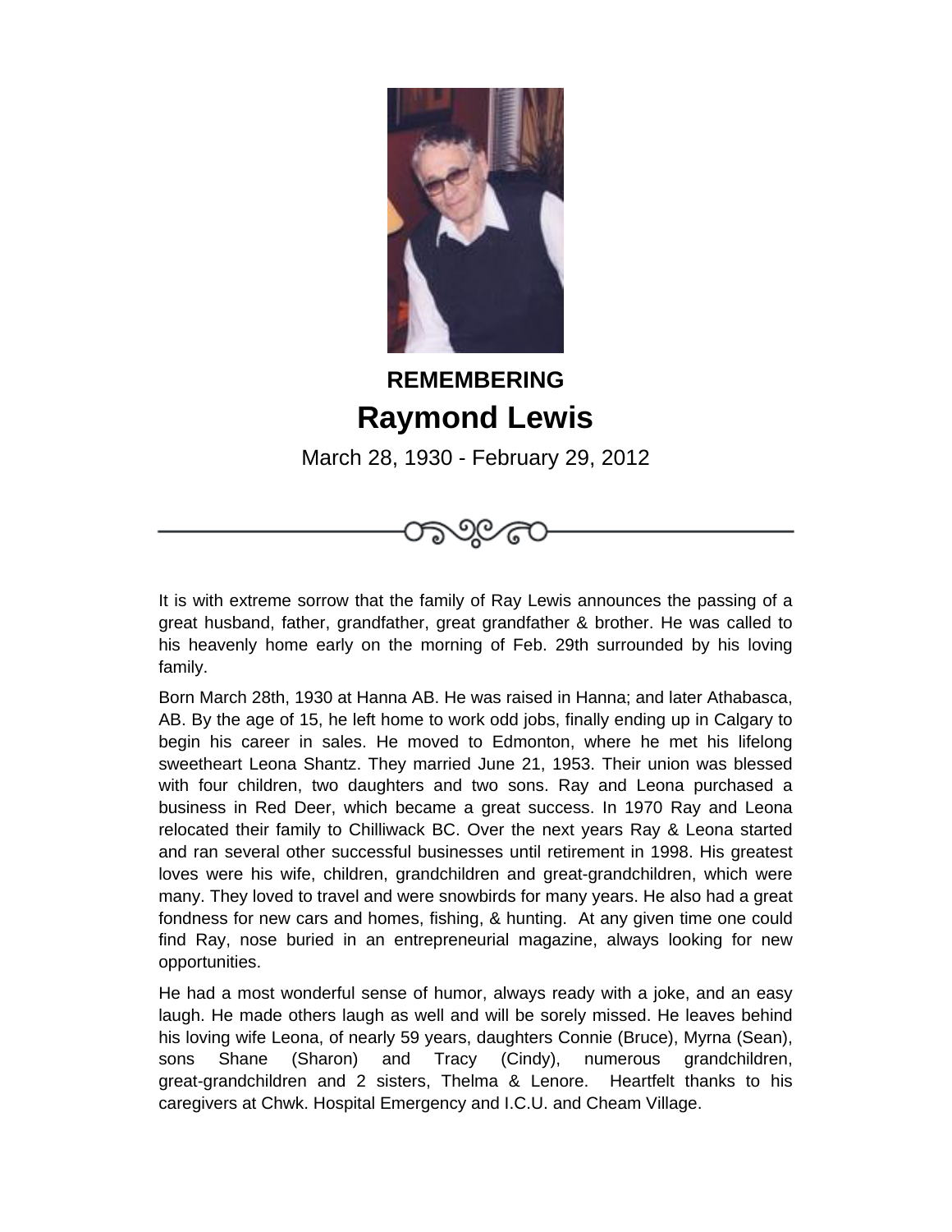**REMEMBERING**

# Raymond Lewis

March 28, 1930 - February 29, 2012

It is with extreme sorrow that the family of Ray Lewis announces the passing of a great husband, father, grandfather, great grandfather & brother. He was called to his heavenly home early on the morning of Feb. 29th surrounded by his loving family.

Born March 28th, 1930 at Hanna AB. He was raised in Hanna; and later Athabasca, AB. By the age of 15, he left home to work odd jobs, finally ending up in Calgary to begin his career in sales. He moved to Edmonton, where he met his lifelong sweetheart Leona Shantz. They married June 21, 1953. Their union was blessed with four children, two daughters and two sons. Ray and Leona purchased a business in Red Deer, which became a great success. In 1970 Ray and Leona relocated their family to Chilliwack BC. Over the next years Ray & Leona started and ran several other successful businesses until retirement in 1998. His greatest loves were his wife, children, grandchildren and great-grandchildren, which were many. They loved to travel and were snowbirds for many years. He also had a great fondness for new cars and homes, fishing, & hunting. At any given time one could find Ray, nose buried in an entrepreneurial magazine, always looking for new opportunities.

He had a most wonderful sense of humor, always ready with a joke, and an easy laugh. He made others laugh as well and will be sorely missed. He leaves behind his loving wife Leona, of nearly 59 years, daughters Connie (Bruce), Myrna (Sean), sons Shane (Sharon) and Tracy (Cindy), numerous grandchildren, great-grandchildren and 2 sisters, Thelma & Lenore. Heartfelt thanks to his caregivers at Chwk. Hospital Emergency and I.C.U. and Cheam Village.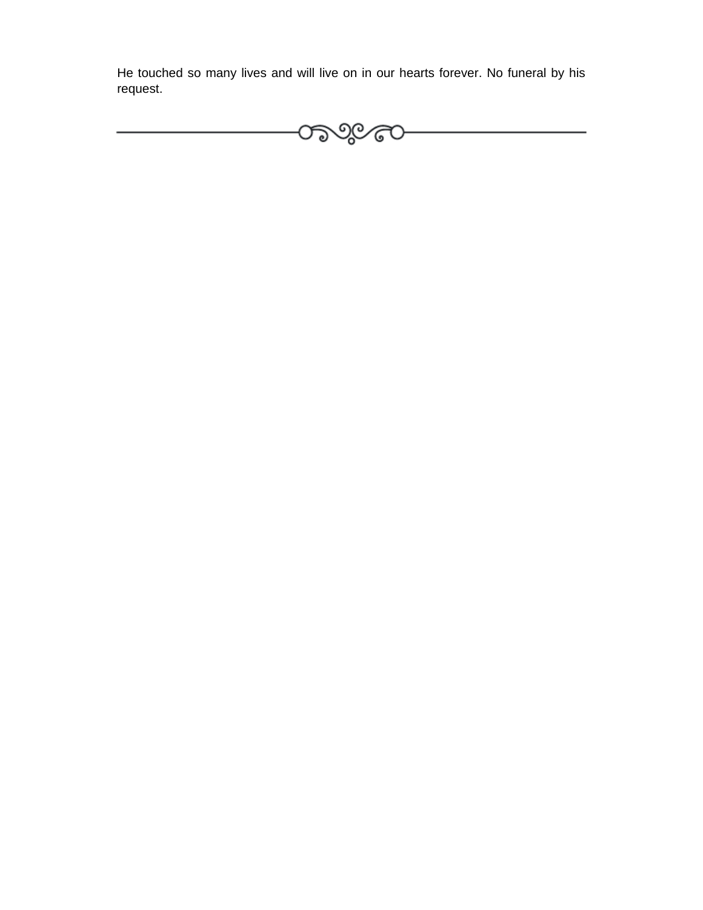He touched so many lives and will live on in our hearts forever. No funeral by his request.